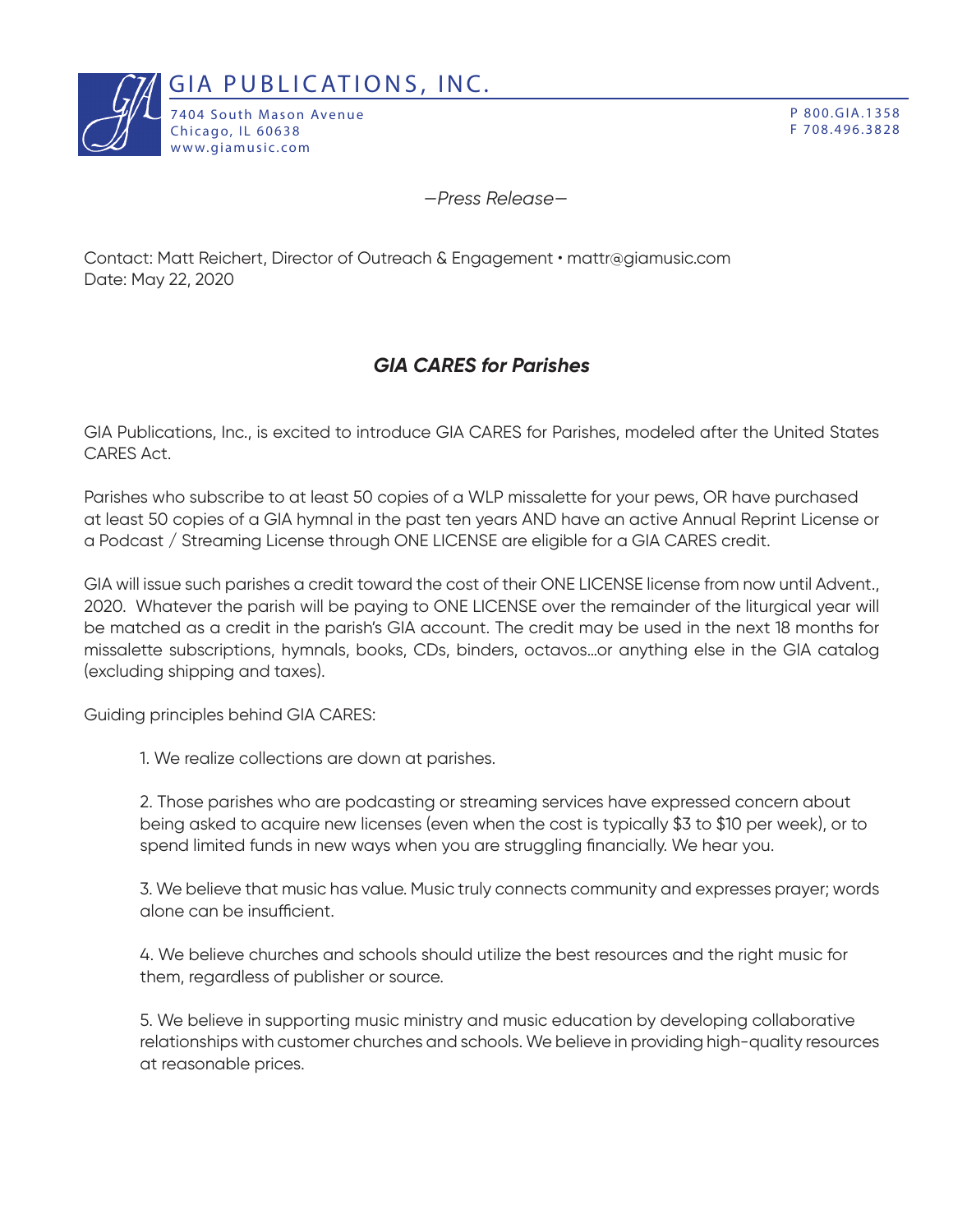GIA PUBLICATIONS, INC.

7404 South Mason Avenue
Chicago, IL 60638
www.giamusic.com

P 800.GIA.1358
F 708.496.3828

*—Press Release—*

Contact: Matt Reichert, Director of Outreach & Engagement • mattr@giamusic.com
Date: May 22, 2020

## *GIA CARES for Parishes*

GIA Publications, Inc., is excited to introduce GIA CARES for Parishes, modeled after the United States CARES Act.

Parishes who subscribe to at least 50 copies of a WLP missalette for your pews, OR have purchased at least 50 copies of a GIA hymnal in the past ten years AND have an active Annual Reprint License or a Podcast / Streaming License through ONE LICENSE are eligible for a GIA CARES credit.

GIA will issue such parishes a credit toward the cost of their ONE LICENSE license from now until Advent., 2020. Whatever the parish will be paying to ONE LICENSE over the remainder of the liturgical year will be matched as a credit in the parish's GIA account. The credit may be used in the next 18 months for missalette subscriptions, hymnals, books, CDs, binders, octavos...or anything else in the GIA catalog (excluding shipping and taxes).

Guiding principles behind GIA CARES:

1. We realize collections are down at parishes.

2. Those parishes who are podcasting or streaming services have expressed concern about being asked to acquire new licenses (even when the cost is typically $3 to $10 per week), or to spend limited funds in new ways when you are struggling financially. We hear you.

3. We believe that music has value. Music truly connects community and expresses prayer; words alone can be insufficient.

4. We believe churches and schools should utilize the best resources and the right music for them, regardless of publisher or source.

5. We believe in supporting music ministry and music education by developing collaborative relationships with customer churches and schools. We believe in providing high-quality resources at reasonable prices.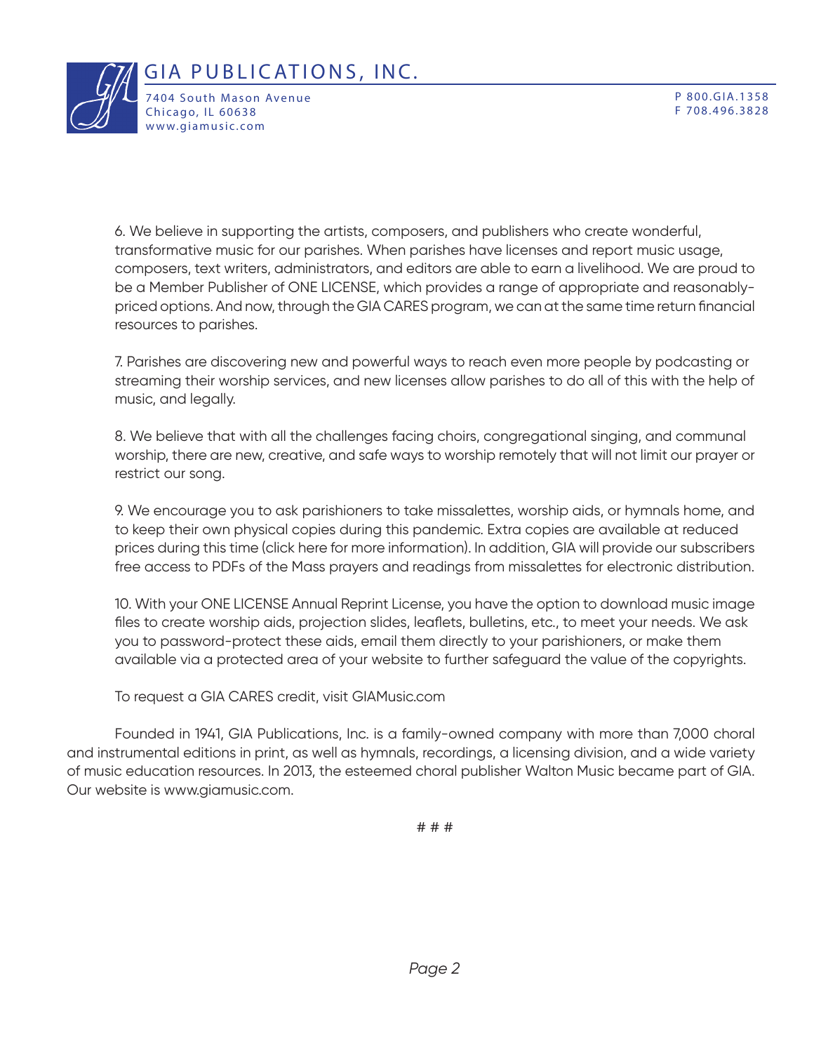6. We believe in supporting the artists, composers, and publishers who create wonderful, transformative music for our parishes. When parishes have licenses and report music usage, composers, text writers, administrators, and editors are able to earn a livelihood. We are proud to be a Member Publisher of ONE LICENSE, which provides a range of appropriate and reasonably-priced options. And now, through the GIA CARES program, we can at the same time return financial resources to parishes.

7. Parishes are discovering new and powerful ways to reach even more people by podcasting or streaming their worship services, and new licenses allow parishes to do all of this with the help of music, and legally.

8. We believe that with all the challenges facing choirs, congregational singing, and communal worship, there are new, creative, and safe ways to worship remotely that will not limit our prayer or restrict our song.

9. We encourage you to ask parishioners to take missalettes, worship aids, or hymnals home, and to keep their own physical copies during this pandemic. Extra copies are available at reduced prices during this time (click here for more information). In addition, GIA will provide our subscribers free access to PDFs of the Mass prayers and readings from missalettes for electronic distribution.

10. With your ONE LICENSE Annual Reprint License, you have the option to download music image files to create worship aids, projection slides, leaflets, bulletins, etc., to meet your needs. We ask you to password-protect these aids, email them directly to your parishioners, or make them available via a protected area of your website to further safeguard the value of the copyrights.

To request a GIA CARES credit, visit GIAMusic.com

Founded in 1941, GIA Publications, Inc. is a family-owned company with more than 7,000 choral and instrumental editions in print, as well as hymnals, recordings, a licensing division, and a wide variety of music education resources. In 2013, the esteemed choral publisher Walton Music became part of GIA. Our website is www.giamusic.com.

# # #